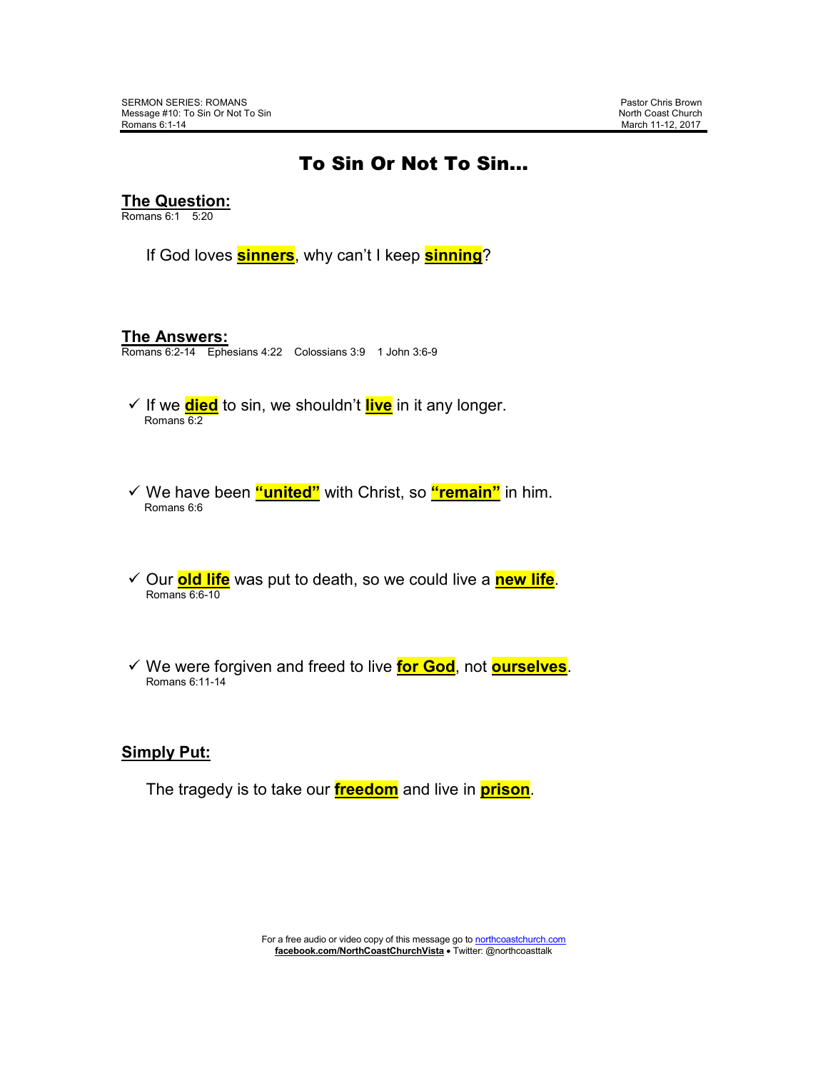SERMON SERIES: ROMANS
Message #10: To Sin Or Not To Sin
Romans 6:1-14

Pastor Chris Brown
North Coast Church
March 11-12, 2017

# To Sin Or Not To Sin…

## The Question:
Romans 6:1    5:20

If God loves **sinners**, why can't I keep **sinning**?

## The Answers:
Romans 6:2-14    Ephesians 4:22    Colossians 3:9    1 John 3:6-9

- ✓ If we **died** to sin, we shouldn't **live** in it any longer.
  Romans 6:2

- ✓ We have been **"united"** with Christ, so **"remain"** in him.
  Romans 6:6

- ✓ Our **old life** was put to death, so we could live a **new life**.
  Romans 6:6-10

- ✓ We were forgiven and freed to live **for God**, not **ourselves**.
  Romans 6:11-14

## Simply Put:

The tragedy is to take our **freedom** and live in **prison**.

For a free audio or video copy of this message go to northcoastchurch.com
**facebook.com/NorthCoastChurchVista** • Twitter: @northcoasttalk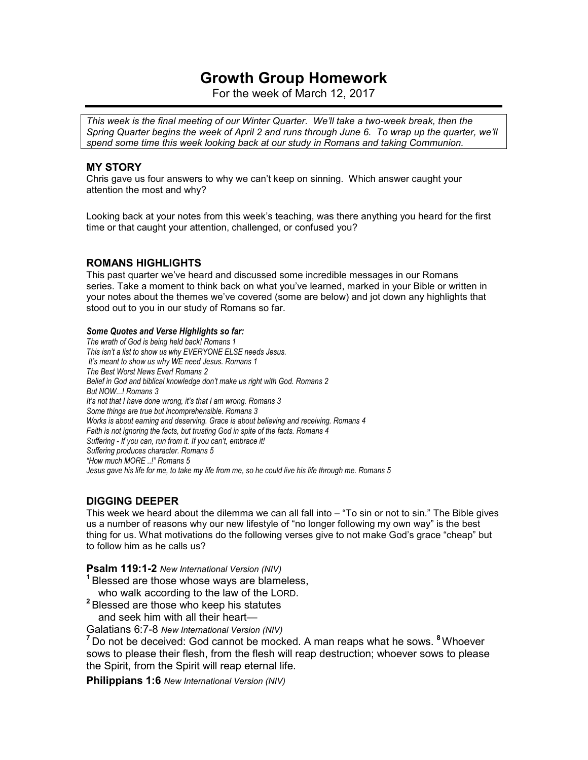# Growth Group Homework

For the week of March 12, 2017

*This week is the final meeting of our Winter Quarter. We'll take a two-week break, then the Spring Quarter begins the week of April 2 and runs through June 6. To wrap up the quarter, we'll spend some time this week looking back at our study in Romans and taking Communion.*

## MY STORY

Chris gave us four answers to why we can't keep on sinning. Which answer caught your attention the most and why?

Looking back at your notes from this week's teaching, was there anything you heard for the first time or that caught your attention, challenged, or confused you?

## ROMANS HIGHLIGHTS

This past quarter we've heard and discussed some incredible messages in our Romans series. Take a moment to think back on what you've learned, marked in your Bible or written in your notes about the themes we've covered (some are below) and jot down any highlights that stood out to you in our study of Romans so far.

***Some Quotes and Verse Highlights so far:***

*The wrath of God is being held back! Romans 1*
*This isn't a list to show us why EVERYONE ELSE needs Jesus.*
*It's meant to show us why WE need Jesus. Romans 1*
*The Best Worst News Ever! Romans 2*
*Belief in God and biblical knowledge don't make us right with God. Romans 2*
*But NOW...! Romans 3*
*It's not that I have done wrong, it's that I am wrong. Romans 3*
*Some things are true but incomprehensible. Romans 3*
*Works is about earning and deserving. Grace is about believing and receiving. Romans 4*
*Faith is not ignoring the facts, but trusting God in spite of the facts. Romans 4*
*Suffering - If you can, run from it. If you can't, embrace it!*
*Suffering produces character. Romans 5*
*"How much MORE ..!" Romans 5*
*Jesus gave his life for me, to take my life from me, so he could live his life through me. Romans 5*

## DIGGING DEEPER

This week we heard about the dilemma we can all fall into – "To sin or not to sin." The Bible gives us a number of reasons why our new lifestyle of "no longer following my own way" is the best thing for us. What motivations do the following verses give to not make God's grace "cheap" but to follow him as he calls us?

**Psalm 119:1-2** *New International Version (NIV)*

[1] Blessed are those whose ways are blameless,
who walk according to the law of the LORD.
[2] Blessed are those who keep his statutes
and seek him with all their heart—

Galatians 6:7-8 *New International Version (NIV)*

[7] Do not be deceived: God cannot be mocked. A man reaps what he sows. [8] Whoever sows to please their flesh, from the flesh will reap destruction; whoever sows to please the Spirit, from the Spirit will reap eternal life.

**Philippians 1:6** *New International Version (NIV)*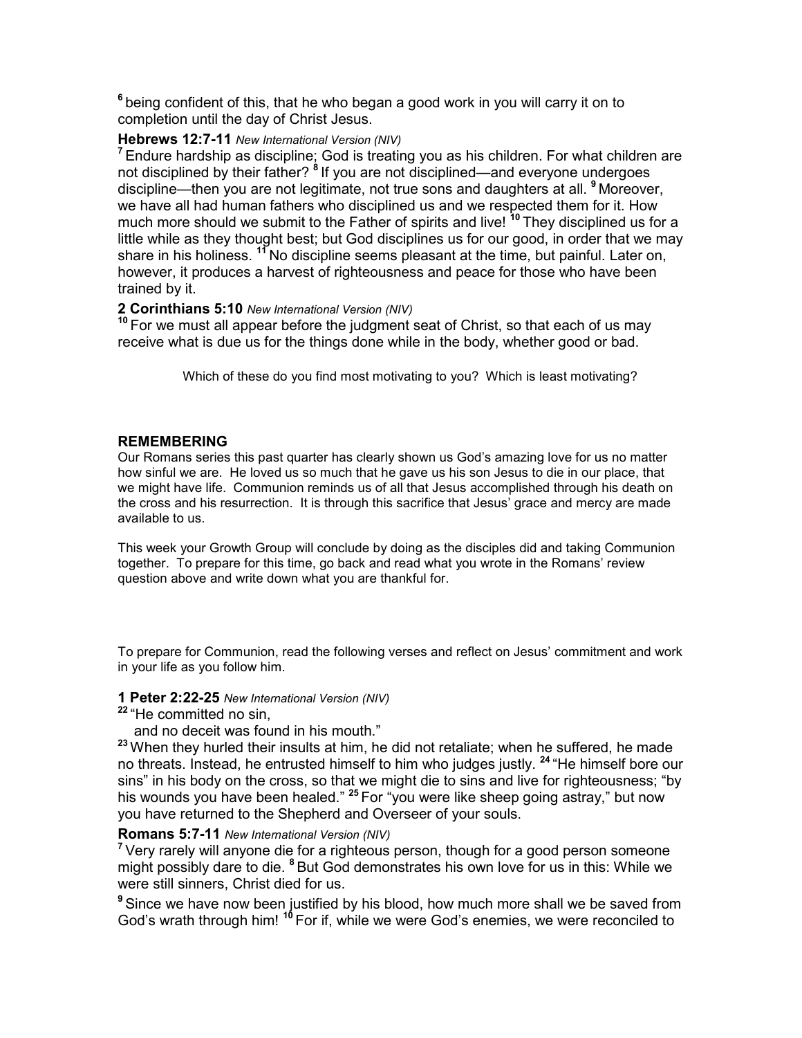[6] being confident of this, that he who began a good work in you will carry it on to completion until the day of Christ Jesus.

**Hebrews 12:7-11** *New International Version (NIV)*

[7] Endure hardship as discipline; God is treating you as his children. For what children are not disciplined by their father? [8] If you are not disciplined—and everyone undergoes discipline—then you are not legitimate, not true sons and daughters at all. [9] Moreover, we have all had human fathers who disciplined us and we respected them for it. How much more should we submit to the Father of spirits and live! [10] They disciplined us for a little while as they thought best; but God disciplines us for our good, in order that we may share in his holiness. [11] No discipline seems pleasant at the time, but painful. Later on, however, it produces a harvest of righteousness and peace for those who have been trained by it.

**2 Corinthians 5:10** *New International Version (NIV)*

[10] For we must all appear before the judgment seat of Christ, so that each of us may receive what is due us for the things done while in the body, whether good or bad.

Which of these do you find most motivating to you? Which is least motivating?

## REMEMBERING

Our Romans series this past quarter has clearly shown us God's amazing love for us no matter how sinful we are. He loved us so much that he gave us his son Jesus to die in our place, that we might have life. Communion reminds us of all that Jesus accomplished through his death on the cross and his resurrection. It is through this sacrifice that Jesus' grace and mercy are made available to us.

This week your Growth Group will conclude by doing as the disciples did and taking Communion together. To prepare for this time, go back and read what you wrote in the Romans' review question above and write down what you are thankful for.

To prepare for Communion, read the following verses and reflect on Jesus' commitment and work in your life as you follow him.

**1 Peter 2:22-25** *New International Version (NIV)*

[22] "He committed no sin,
and no deceit was found in his mouth."

[23] When they hurled their insults at him, he did not retaliate; when he suffered, he made no threats. Instead, he entrusted himself to him who judges justly. [24] "He himself bore our sins" in his body on the cross, so that we might die to sins and live for righteousness; "by his wounds you have been healed." [25] For "you were like sheep going astray," but now you have returned to the Shepherd and Overseer of your souls.

**Romans 5:7-11** *New International Version (NIV)*

[7] Very rarely will anyone die for a righteous person, though for a good person someone might possibly dare to die. [8] But God demonstrates his own love for us in this: While we were still sinners, Christ died for us.

[9] Since we have now been justified by his blood, how much more shall we be saved from God's wrath through him! [10] For if, while we were God's enemies, we were reconciled to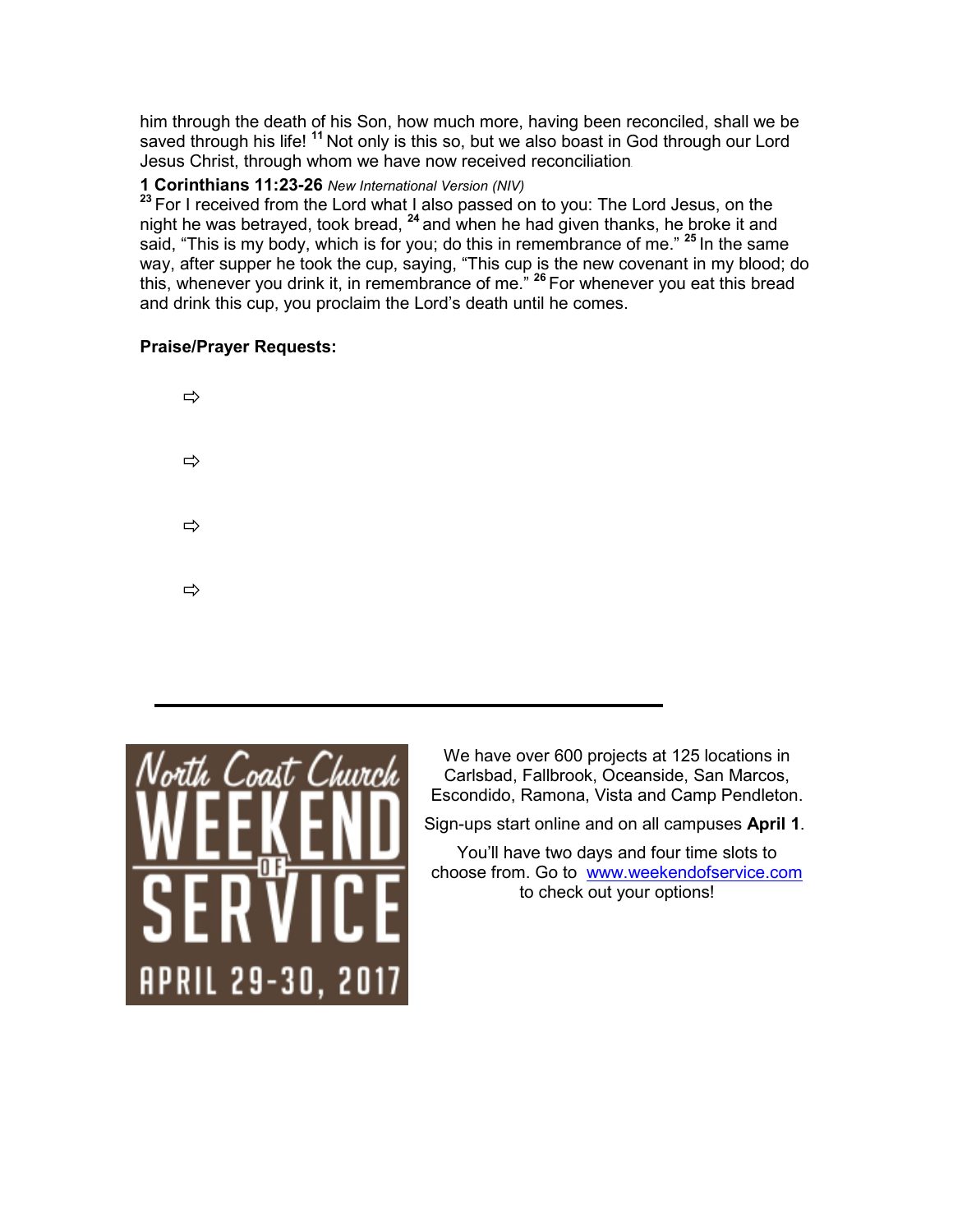him through the death of his Son, how much more, having been reconciled, shall we be saved through his life! [11] Not only is this so, but we also boast in God through our Lord Jesus Christ, through whom we have now received reconciliation.

**1 Corinthians 11:23-26** *New International Version (NIV)*

[23] For I received from the Lord what I also passed on to you: The Lord Jesus, on the night he was betrayed, took bread, [24] and when he had given thanks, he broke it and said, “This is my body, which is for you; do this in remembrance of me.” [25] In the same way, after supper he took the cup, saying, “This cup is the new covenant in my blood; do this, whenever you drink it, in remembrance of me.” [26] For whenever you eat this bread and drink this cup, you proclaim the Lord’s death until he comes.

**Praise/Prayer Requests:**

⇨

⇨

⇨

⇨

---

North Coast Church
WEEKEND OF SERVICE
APRIL 29-30, 2017

We have over 600 projects at 125 locations in Carlsbad, Fallbrook, Oceanside, San Marcos, Escondido, Ramona, Vista and Camp Pendleton.

Sign-ups start online and on all campuses **April 1**.

You’ll have two days and four time slots to choose from. Go to www.weekendofservice.com to check out your options!